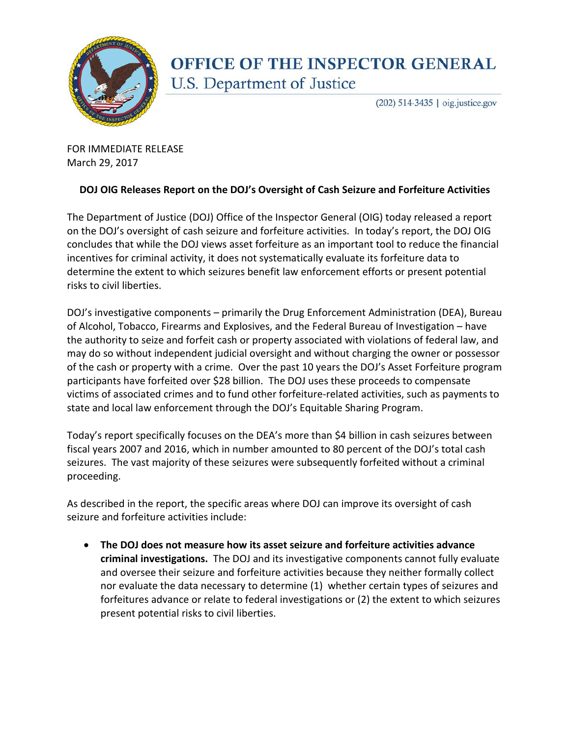# OFFICE OF THE INSPECTOR GENERAL
## U.S. Department of Justice

(202) 514-3435 | oig.justice.gov

FOR IMMEDIATE RELEASE
March 29, 2017

**DOJ OIG Releases Report on the DOJ's Oversight of Cash Seizure and Forfeiture Activities**

The Department of Justice (DOJ) Office of the Inspector General (OIG) today released a report on the DOJ's oversight of cash seizure and forfeiture activities. In today's report, the DOJ OIG concludes that while the DOJ views asset forfeiture as an important tool to reduce the financial incentives for criminal activity, it does not systematically evaluate its forfeiture data to determine the extent to which seizures benefit law enforcement efforts or present potential risks to civil liberties.

DOJ's investigative components – primarily the Drug Enforcement Administration (DEA), Bureau of Alcohol, Tobacco, Firearms and Explosives, and the Federal Bureau of Investigation – have the authority to seize and forfeit cash or property associated with violations of federal law, and may do so without independent judicial oversight and without charging the owner or possessor of the cash or property with a crime. Over the past 10 years the DOJ's Asset Forfeiture program participants have forfeited over $28 billion. The DOJ uses these proceeds to compensate victims of associated crimes and to fund other forfeiture-related activities, such as payments to state and local law enforcement through the DOJ's Equitable Sharing Program.

Today's report specifically focuses on the DEA's more than $4 billion in cash seizures between fiscal years 2007 and 2016, which in number amounted to 80 percent of the DOJ's total cash seizures. The vast majority of these seizures were subsequently forfeited without a criminal proceeding.

As described in the report, the specific areas where DOJ can improve its oversight of cash seizure and forfeiture activities include:

- **The DOJ does not measure how its asset seizure and forfeiture activities advance criminal investigations.** The DOJ and its investigative components cannot fully evaluate and oversee their seizure and forfeiture activities because they neither formally collect nor evaluate the data necessary to determine (1) whether certain types of seizures and forfeitures advance or relate to federal investigations or (2) the extent to which seizures present potential risks to civil liberties.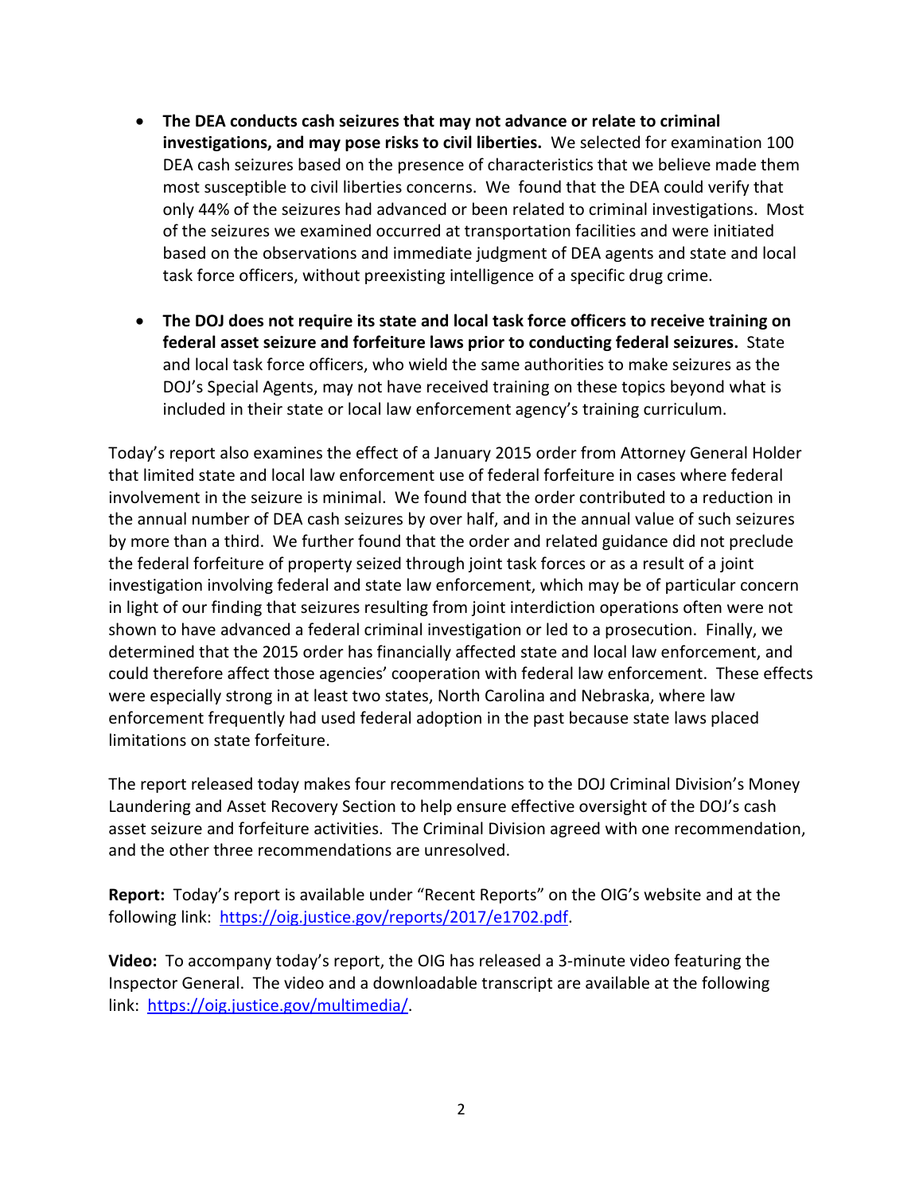- **The DEA conducts cash seizures that may not advance or relate to criminal investigations, and may pose risks to civil liberties.** We selected for examination 100 DEA cash seizures based on the presence of characteristics that we believe made them most susceptible to civil liberties concerns. We found that the DEA could verify that only 44% of the seizures had advanced or been related to criminal investigations. Most of the seizures we examined occurred at transportation facilities and were initiated based on the observations and immediate judgment of DEA agents and state and local task force officers, without preexisting intelligence of a specific drug crime.

- **The DOJ does not require its state and local task force officers to receive training on federal asset seizure and forfeiture laws prior to conducting federal seizures.** State and local task force officers, who wield the same authorities to make seizures as the DOJ's Special Agents, may not have received training on these topics beyond what is included in their state or local law enforcement agency's training curriculum.

Today's report also examines the effect of a January 2015 order from Attorney General Holder that limited state and local law enforcement use of federal forfeiture in cases where federal involvement in the seizure is minimal. We found that the order contributed to a reduction in the annual number of DEA cash seizures by over half, and in the annual value of such seizures by more than a third. We further found that the order and related guidance did not preclude the federal forfeiture of property seized through joint task forces or as a result of a joint investigation involving federal and state law enforcement, which may be of particular concern in light of our finding that seizures resulting from joint interdiction operations often were not shown to have advanced a federal criminal investigation or led to a prosecution. Finally, we determined that the 2015 order has financially affected state and local law enforcement, and could therefore affect those agencies' cooperation with federal law enforcement. These effects were especially strong in at least two states, North Carolina and Nebraska, where law enforcement frequently had used federal adoption in the past because state laws placed limitations on state forfeiture.

The report released today makes four recommendations to the DOJ Criminal Division's Money Laundering and Asset Recovery Section to help ensure effective oversight of the DOJ's cash asset seizure and forfeiture activities. The Criminal Division agreed with one recommendation, and the other three recommendations are unresolved.

**Report:** Today's report is available under "Recent Reports" on the OIG's website and at the following link: https://oig.justice.gov/reports/2017/e1702.pdf.

**Video:** To accompany today's report, the OIG has released a 3-minute video featuring the Inspector General. The video and a downloadable transcript are available at the following link: https://oig.justice.gov/multimedia/.